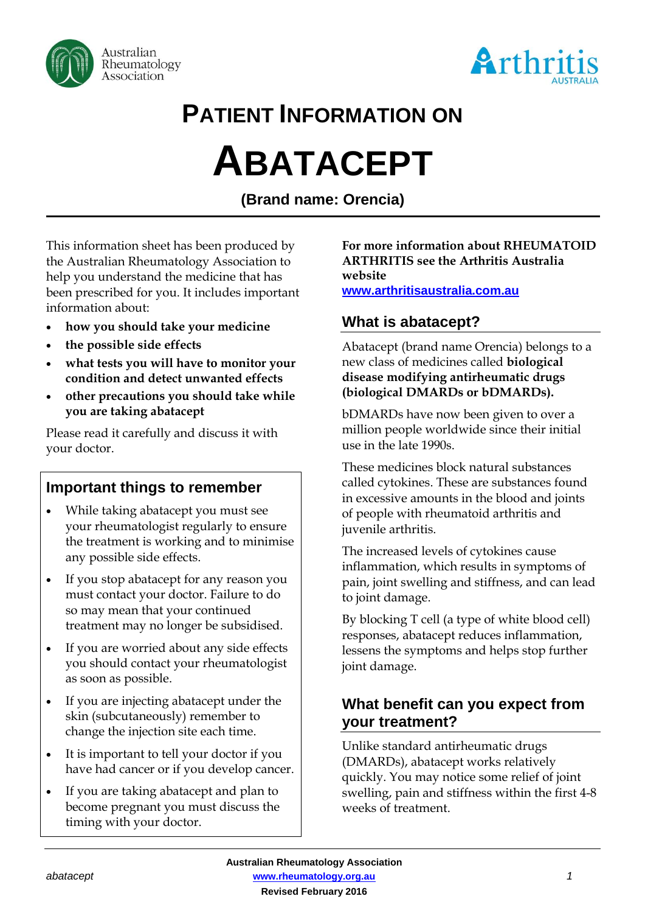# PATIENT INFORMATION ON

# ABATACEPT

**(Brand name: Orencia)**

This information sheet has been produced by the Australian Rheumatology Association to help you understand the medicine that has been prescribed for you. It includes important information about:

- **how you should take your medicine**
- **the possible side effects**
- **what tests you will have to monitor your condition and detect unwanted effects**
- **other precautions you should take while you are taking abatacept**

Please read it carefully and discuss it with your doctor.

## Important things to remember

- While taking abatacept you must see your rheumatologist regularly to ensure the treatment is working and to minimise any possible side effects.
- If you stop abatacept for any reason you must contact your doctor. Failure to do so may mean that your continued treatment may no longer be subsidised.
- If you are worried about any side effects you should contact your rheumatologist as soon as possible.
- If you are injecting abatacept under the skin (subcutaneously) remember to change the injection site each time.
- It is important to tell your doctor if you have had cancer or if you develop cancer.
- If you are taking abatacept and plan to become pregnant you must discuss the timing with your doctor.

**For more information about RHEUMATOID ARTHRITIS see the Arthritis Australia website**
**www.arthritisaustralia.com.au**

## What is abatacept?

Abatacept (brand name Orencia) belongs to a new class of medicines called **biological disease modifying antirheumatic drugs (biological DMARDs or bDMARDs).**

bDMARDs have now been given to over a million people worldwide since their initial use in the late 1990s.

These medicines block natural substances called cytokines. These are substances found in excessive amounts in the blood and joints of people with rheumatoid arthritis and juvenile arthritis.

The increased levels of cytokines cause inflammation, which results in symptoms of pain, joint swelling and stiffness, and can lead to joint damage.

By blocking T cell (a type of white blood cell) responses, abatacept reduces inflammation, lessens the symptoms and helps stop further joint damage.

## What benefit can you expect from your treatment?

Unlike standard antirheumatic drugs (DMARDs), abatacept works relatively quickly. You may notice some relief of joint swelling, pain and stiffness within the first 4-8 weeks of treatment.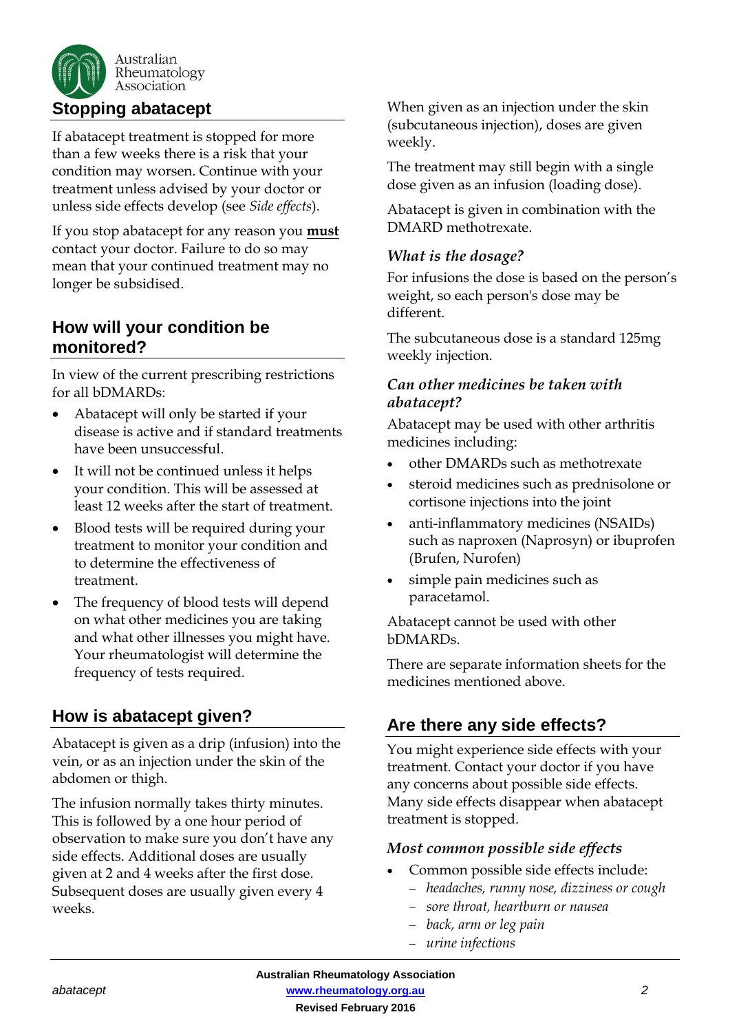## Stopping abatacept

If abatacept treatment is stopped for more than a few weeks there is a risk that your condition may worsen. Continue with your treatment unless advised by your doctor or unless side effects develop (see *Side effects*).

If you stop abatacept for any reason you **must** contact your doctor. Failure to do so may mean that your continued treatment may no longer be subsidised.

## How will your condition be monitored?

In view of the current prescribing restrictions for all bDMARDs:

- Abatacept will only be started if your disease is active and if standard treatments have been unsuccessful.
- It will not be continued unless it helps your condition. This will be assessed at least 12 weeks after the start of treatment.
- Blood tests will be required during your treatment to monitor your condition and to determine the effectiveness of treatment.
- The frequency of blood tests will depend on what other medicines you are taking and what other illnesses you might have. Your rheumatologist will determine the frequency of tests required.

## How is abatacept given?

Abatacept is given as a drip (infusion) into the vein, or as an injection under the skin of the abdomen or thigh.

The infusion normally takes thirty minutes. This is followed by a one hour period of observation to make sure you don't have any side effects. Additional doses are usually given at 2 and 4 weeks after the first dose. Subsequent doses are usually given every 4 weeks.

When given as an injection under the skin (subcutaneous injection), doses are given weekly.

The treatment may still begin with a single dose given as an infusion (loading dose).

Abatacept is given in combination with the DMARD methotrexate.

### *What is the dosage?*

For infusions the dose is based on the person's weight, so each person's dose may be different.

The subcutaneous dose is a standard 125mg weekly injection.

### *Can other medicines be taken with abatacept?*

Abatacept may be used with other arthritis medicines including:

- other DMARDs such as methotrexate
- steroid medicines such as prednisolone or cortisone injections into the joint
- anti-inflammatory medicines (NSAIDs) such as naproxen (Naprosyn) or ibuprofen (Brufen, Nurofen)
- simple pain medicines such as paracetamol.

Abatacept cannot be used with other bDMARDs.

There are separate information sheets for the medicines mentioned above.

## Are there any side effects?

You might experience side effects with your treatment. Contact your doctor if you have any concerns about possible side effects. Many side effects disappear when abatacept treatment is stopped.

### *Most common possible side effects*

- Common possible side effects include:
  - *headaches, runny nose, dizziness or cough*
  - *sore throat, heartburn or nausea*
  - *back, arm or leg pain*
  - *urine infections*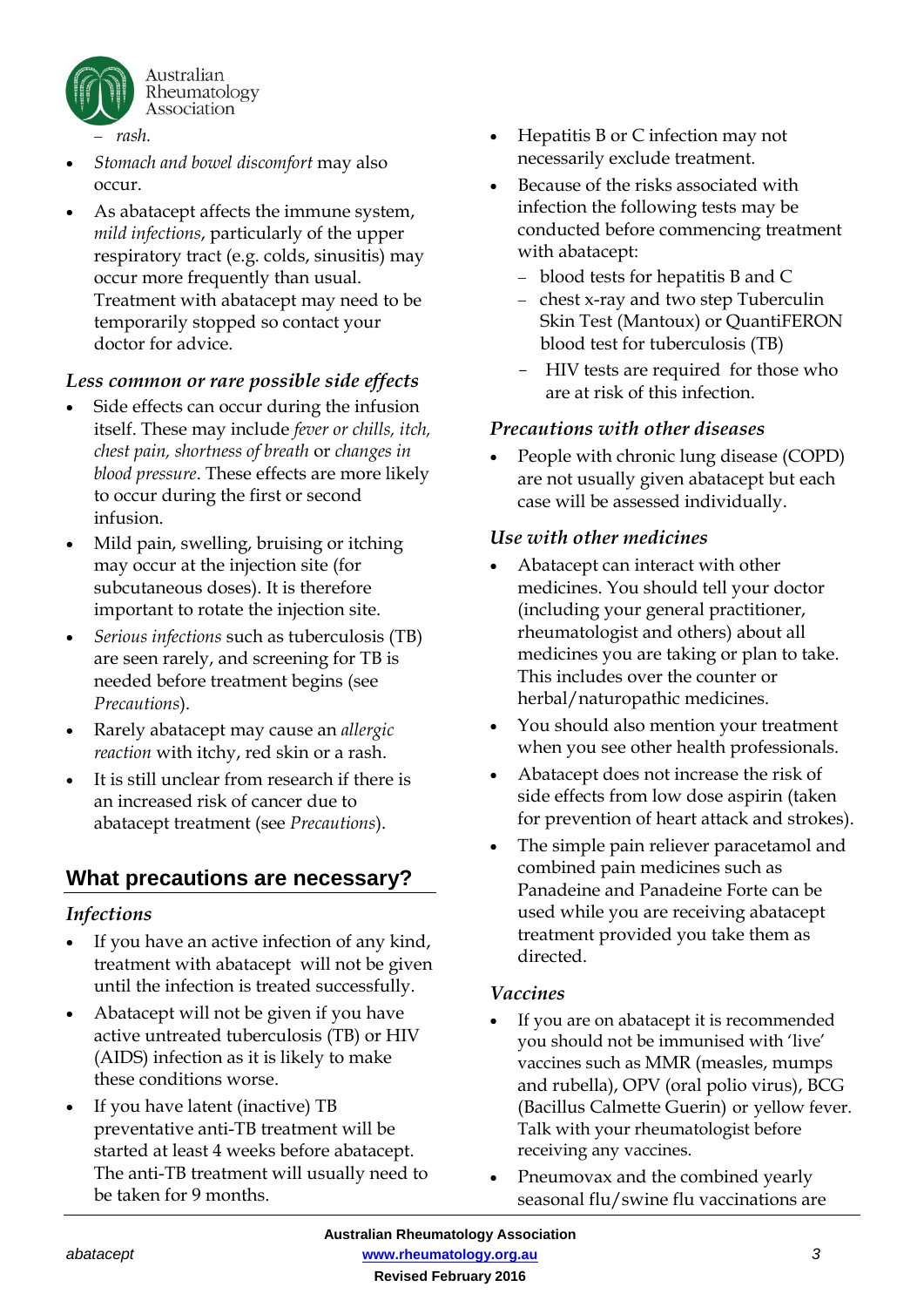- *rash.*
- *Stomach and bowel discomfort* may also occur.
- As abatacept affects the immune system, *mild infections*, particularly of the upper respiratory tract (e.g. colds, sinusitis) may occur more frequently than usual. Treatment with abatacept may need to be temporarily stopped so contact your doctor for advice.

### *Less common or rare possible side effects*

- Side effects can occur during the infusion itself. These may include *fever or chills, itch, chest pain, shortness of breath* or *changes in blood pressure*. These effects are more likely to occur during the first or second infusion.
- Mild pain, swelling, bruising or itching may occur at the injection site (for subcutaneous doses). It is therefore important to rotate the injection site.
- *Serious infections* such as tuberculosis (TB) are seen rarely, and screening for TB is needed before treatment begins (see *Precautions*).
- Rarely abatacept may cause an *allergic reaction* with itchy, red skin or a rash.
- It is still unclear from research if there is an increased risk of cancer due to abatacept treatment (see *Precautions*).

## What precautions are necessary?

### *Infections*

- If you have an active infection of any kind, treatment with abatacept will not be given until the infection is treated successfully.
- Abatacept will not be given if you have active untreated tuberculosis (TB) or HIV (AIDS) infection as it is likely to make these conditions worse.
- If you have latent (inactive) TB preventative anti-TB treatment will be started at least 4 weeks before abatacept. The anti-TB treatment will usually need to be taken for 9 months.
- Hepatitis B or C infection may not necessarily exclude treatment.
- Because of the risks associated with infection the following tests may be conducted before commencing treatment with abatacept:
  - blood tests for hepatitis B and C
  - chest x-ray and two step Tuberculin Skin Test (Mantoux) or QuantiFERON blood test for tuberculosis (TB)
  - HIV tests are required for those who are at risk of this infection.

### *Precautions with other diseases*

- People with chronic lung disease (COPD) are not usually given abatacept but each case will be assessed individually.

### *Use with other medicines*

- Abatacept can interact with other medicines. You should tell your doctor (including your general practitioner, rheumatologist and others) about all medicines you are taking or plan to take. This includes over the counter or herbal/naturopathic medicines.
- You should also mention your treatment when you see other health professionals.
- Abatacept does not increase the risk of side effects from low dose aspirin (taken for prevention of heart attack and strokes).
- The simple pain reliever paracetamol and combined pain medicines such as Panadeine and Panadeine Forte can be used while you are receiving abatacept treatment provided you take them as directed.

### *Vaccines*

- If you are on abatacept it is recommended you should not be immunised with 'live' vaccines such as MMR (measles, mumps and rubella), OPV (oral polio virus), BCG (Bacillus Calmette Guerin) or yellow fever. Talk with your rheumatologist before receiving any vaccines.
- Pneumovax and the combined yearly seasonal flu/swine flu vaccinations are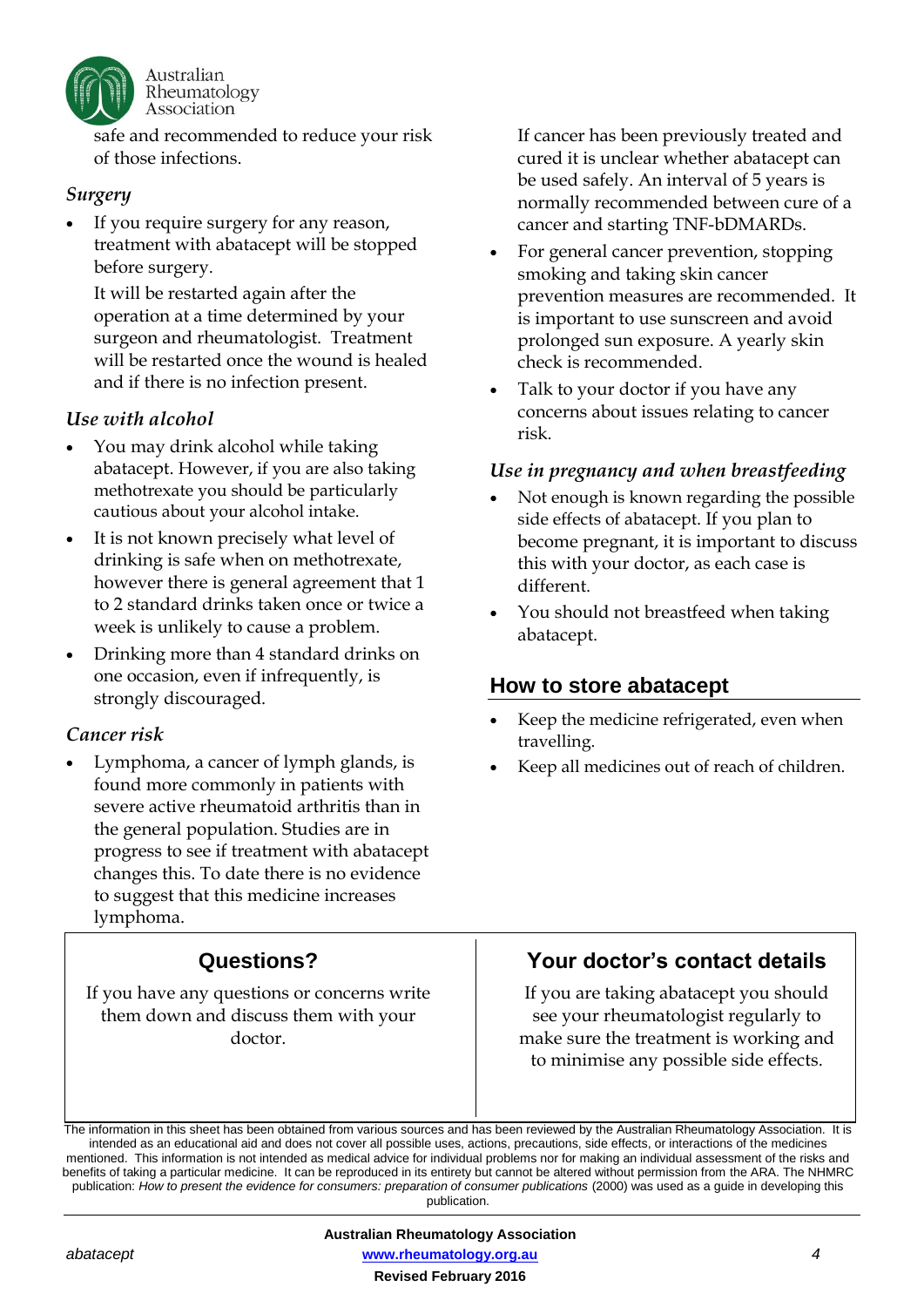safe and recommended to reduce your risk of those infections.

### *Surgery*

- If you require surgery for any reason, treatment with abatacept will be stopped before surgery.

  It will be restarted again after the operation at a time determined by your surgeon and rheumatologist. Treatment will be restarted once the wound is healed and if there is no infection present.

### *Use with alcohol*

- You may drink alcohol while taking abatacept. However, if you are also taking methotrexate you should be particularly cautious about your alcohol intake.
- It is not known precisely what level of drinking is safe when on methotrexate, however there is general agreement that 1 to 2 standard drinks taken once or twice a week is unlikely to cause a problem.
- Drinking more than 4 standard drinks on one occasion, even if infrequently, is strongly discouraged.

### *Cancer risk*

- Lymphoma, a cancer of lymph glands, is found more commonly in patients with severe active rheumatoid arthritis than in the general population. Studies are in progress to see if treatment with abatacept changes this. To date there is no evidence to suggest that this medicine increases lymphoma.

  If cancer has been previously treated and cured it is unclear whether abatacept can be used safely. An interval of 5 years is normally recommended between cure of a cancer and starting TNF-bDMARDs.
- For general cancer prevention, stopping smoking and taking skin cancer prevention measures are recommended. It is important to use sunscreen and avoid prolonged sun exposure. A yearly skin check is recommended.
- Talk to your doctor if you have any concerns about issues relating to cancer risk.

### *Use in pregnancy and when breastfeeding*

- Not enough is known regarding the possible side effects of abatacept. If you plan to become pregnant, it is important to discuss this with your doctor, as each case is different.
- You should not breastfeed when taking abatacept.

## How to store abatacept

- Keep the medicine refrigerated, even when travelling.
- Keep all medicines out of reach of children.

## Questions?

If you have any questions or concerns write them down and discuss them with your doctor.

## Your doctor's contact details

If you are taking abatacept you should see your rheumatologist regularly to make sure the treatment is working and to minimise any possible side effects.

The information in this sheet has been obtained from various sources and has been reviewed by the Australian Rheumatology Association. It is intended as an educational aid and does not cover all possible uses, actions, precautions, side effects, or interactions of the medicines mentioned. This information is not intended as medical advice for individual problems nor for making an individual assessment of the risks and benefits of taking a particular medicine. It can be reproduced in its entirety but cannot be altered without permission from the ARA. The NHMRC publication: *How to present the evidence for consumers: preparation of consumer publications* (2000) was used as a guide in developing this publication.

**Australian Rheumatology Association**
**www.rheumatology.org.au**
**Revised February 2016**